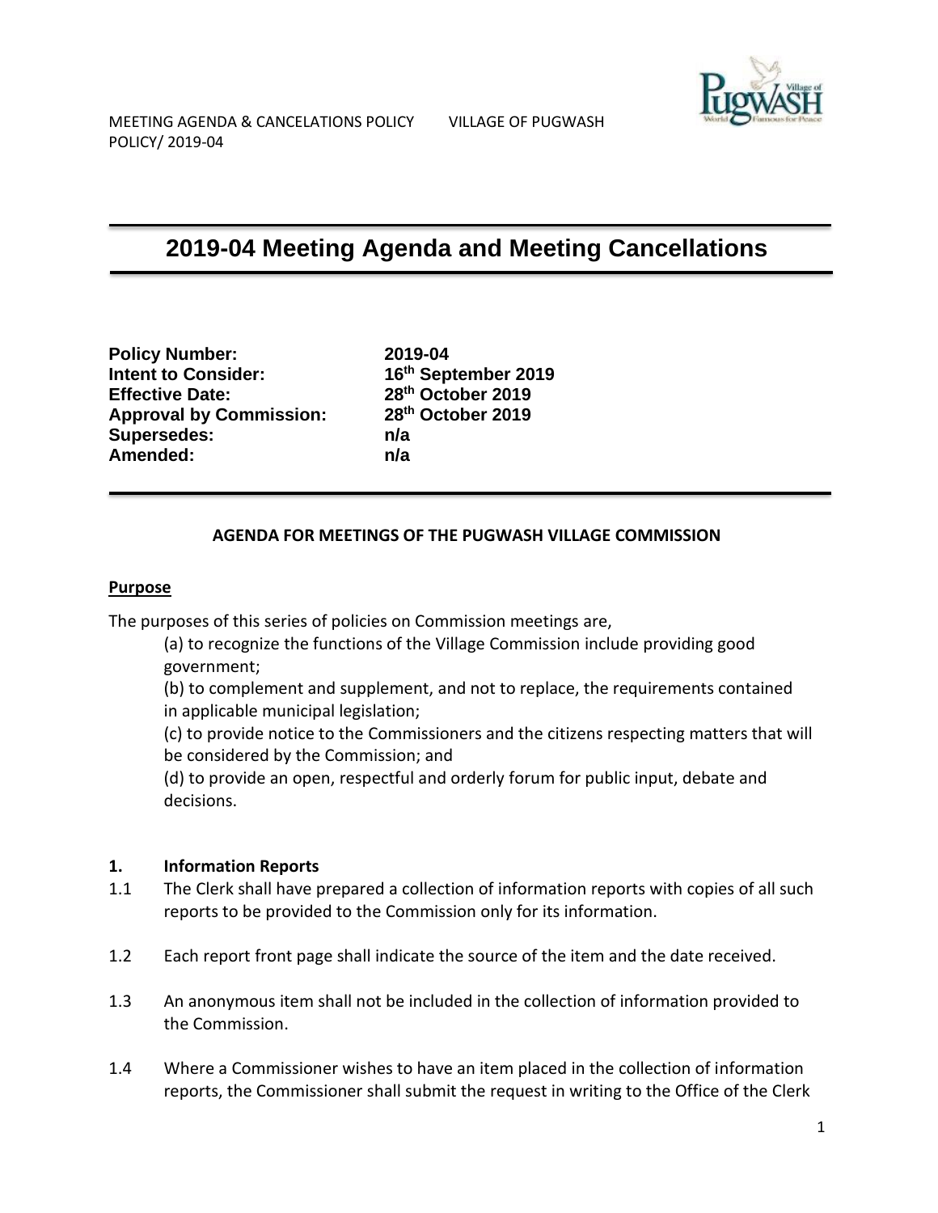MEETING AGENDA & CANCELATIONS POLICY VILLAGE OF PUGWASH
POLICY/ 2019-04

# 2019-04 Meeting Agenda and Meeting Cancellations

| | |
|---|---|
| **Policy Number:** | **2019-04** |
| **Intent to Consider:** | **16th September 2019** |
| **Effective Date:** | **28th October 2019** |
| **Approval by Commission:** | **28th October 2019** |
| **Supersedes:** | **n/a** |
| **Amended:** | **n/a** |

## AGENDA FOR MEETINGS OF THE PUGWASH VILLAGE COMMISSION

### Purpose

The purposes of this series of policies on Commission meetings are,

(a) to recognize the functions of the Village Commission include providing good government;

(b) to complement and supplement, and not to replace, the requirements contained in applicable municipal legislation;

(c) to provide notice to the Commissioners and the citizens respecting matters that will be considered by the Commission; and

(d) to provide an open, respectful and orderly forum for public input, debate and decisions.

### 1. Information Reports

1.1 The Clerk shall have prepared a collection of information reports with copies of all such reports to be provided to the Commission only for its information.

1.2 Each report front page shall indicate the source of the item and the date received.

1.3 An anonymous item shall not be included in the collection of information provided to the Commission.

1.4 Where a Commissioner wishes to have an item placed in the collection of information reports, the Commissioner shall submit the request in writing to the Office of the Clerk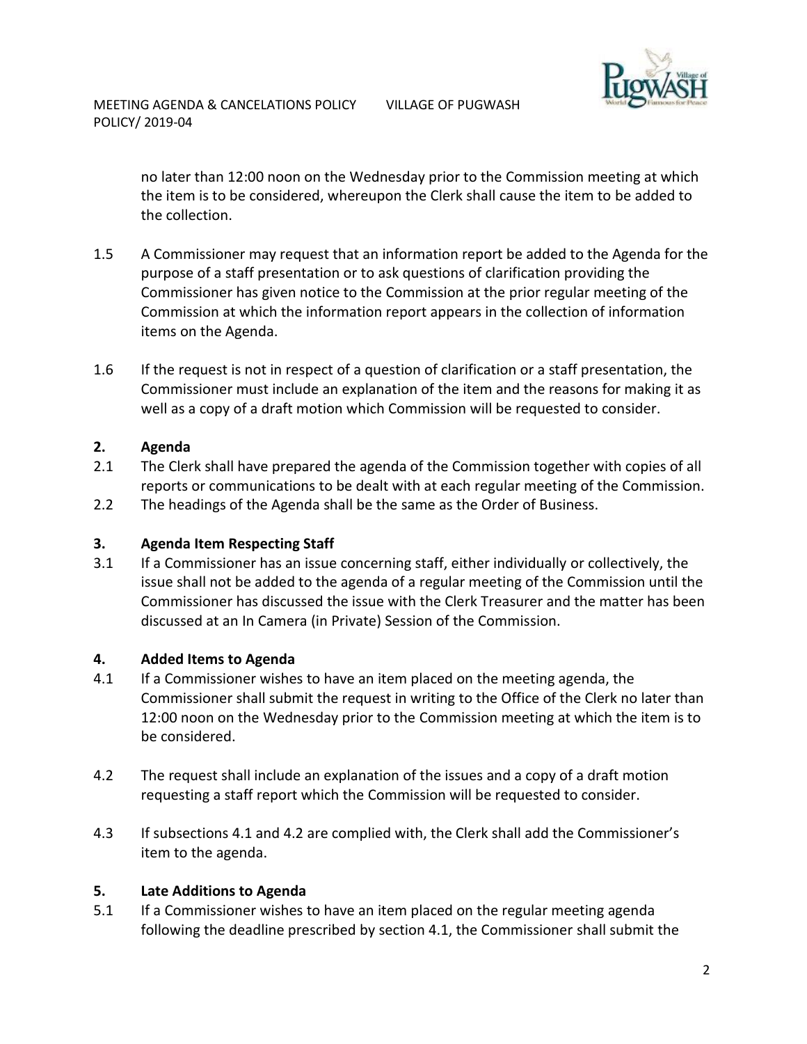no later than 12:00 noon on the Wednesday prior to the Commission meeting at which the item is to be considered, whereupon the Clerk shall cause the item to be added to the collection.

1.5 A Commissioner may request that an information report be added to the Agenda for the purpose of a staff presentation or to ask questions of clarification providing the Commissioner has given notice to the Commission at the prior regular meeting of the Commission at which the information report appears in the collection of information items on the Agenda.

1.6 If the request is not in respect of a question of clarification or a staff presentation, the Commissioner must include an explanation of the item and the reasons for making it as well as a copy of a draft motion which Commission will be requested to consider.

## 2. Agenda

2.1 The Clerk shall have prepared the agenda of the Commission together with copies of all reports or communications to be dealt with at each regular meeting of the Commission.

2.2 The headings of the Agenda shall be the same as the Order of Business.

## 3. Agenda Item Respecting Staff

3.1 If a Commissioner has an issue concerning staff, either individually or collectively, the issue shall not be added to the agenda of a regular meeting of the Commission until the Commissioner has discussed the issue with the Clerk Treasurer and the matter has been discussed at an In Camera (in Private) Session of the Commission.

## 4. Added Items to Agenda

4.1 If a Commissioner wishes to have an item placed on the meeting agenda, the Commissioner shall submit the request in writing to the Office of the Clerk no later than 12:00 noon on the Wednesday prior to the Commission meeting at which the item is to be considered.

4.2 The request shall include an explanation of the issues and a copy of a draft motion requesting a staff report which the Commission will be requested to consider.

4.3 If subsections 4.1 and 4.2 are complied with, the Clerk shall add the Commissioner's item to the agenda.

## 5. Late Additions to Agenda

5.1 If a Commissioner wishes to have an item placed on the regular meeting agenda following the deadline prescribed by section 4.1, the Commissioner shall submit the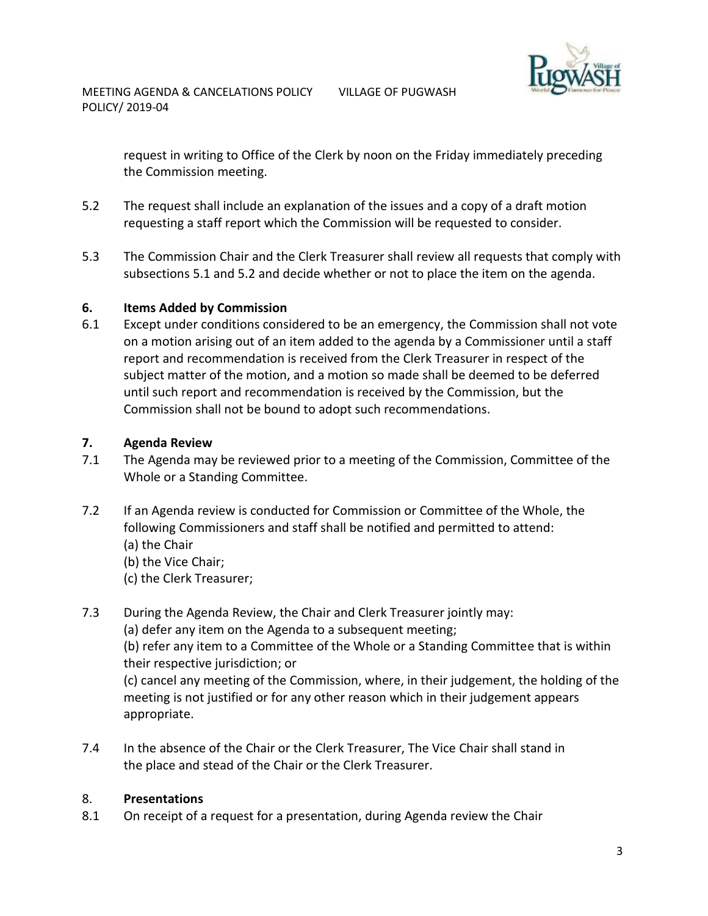request in writing to Office of the Clerk by noon on the Friday immediately preceding the Commission meeting.

5.2 The request shall include an explanation of the issues and a copy of a draft motion requesting a staff report which the Commission will be requested to consider.

5.3 The Commission Chair and the Clerk Treasurer shall review all requests that comply with subsections 5.1 and 5.2 and decide whether or not to place the item on the agenda.

**6. Items Added by Commission**

6.1 Except under conditions considered to be an emergency, the Commission shall not vote on a motion arising out of an item added to the agenda by a Commissioner until a staff report and recommendation is received from the Clerk Treasurer in respect of the subject matter of the motion, and a motion so made shall be deemed to be deferred until such report and recommendation is received by the Commission, but the Commission shall not be bound to adopt such recommendations.

**7. Agenda Review**

7.1 The Agenda may be reviewed prior to a meeting of the Commission, Committee of the Whole or a Standing Committee.

7.2 If an Agenda review is conducted for Commission or Committee of the Whole, the following Commissioners and staff shall be notified and permitted to attend:
(a) the Chair
(b) the Vice Chair;
(c) the Clerk Treasurer;

7.3 During the Agenda Review, the Chair and Clerk Treasurer jointly may:
(a) defer any item on the Agenda to a subsequent meeting;
(b) refer any item to a Committee of the Whole or a Standing Committee that is within their respective jurisdiction; or
(c) cancel any meeting of the Commission, where, in their judgement, the holding of the meeting is not justified or for any other reason which in their judgement appears appropriate.

7.4 In the absence of the Chair or the Clerk Treasurer, The Vice Chair shall stand in the place and stead of the Chair or the Clerk Treasurer.

8. **Presentations**

8.1 On receipt of a request for a presentation, during Agenda review the Chair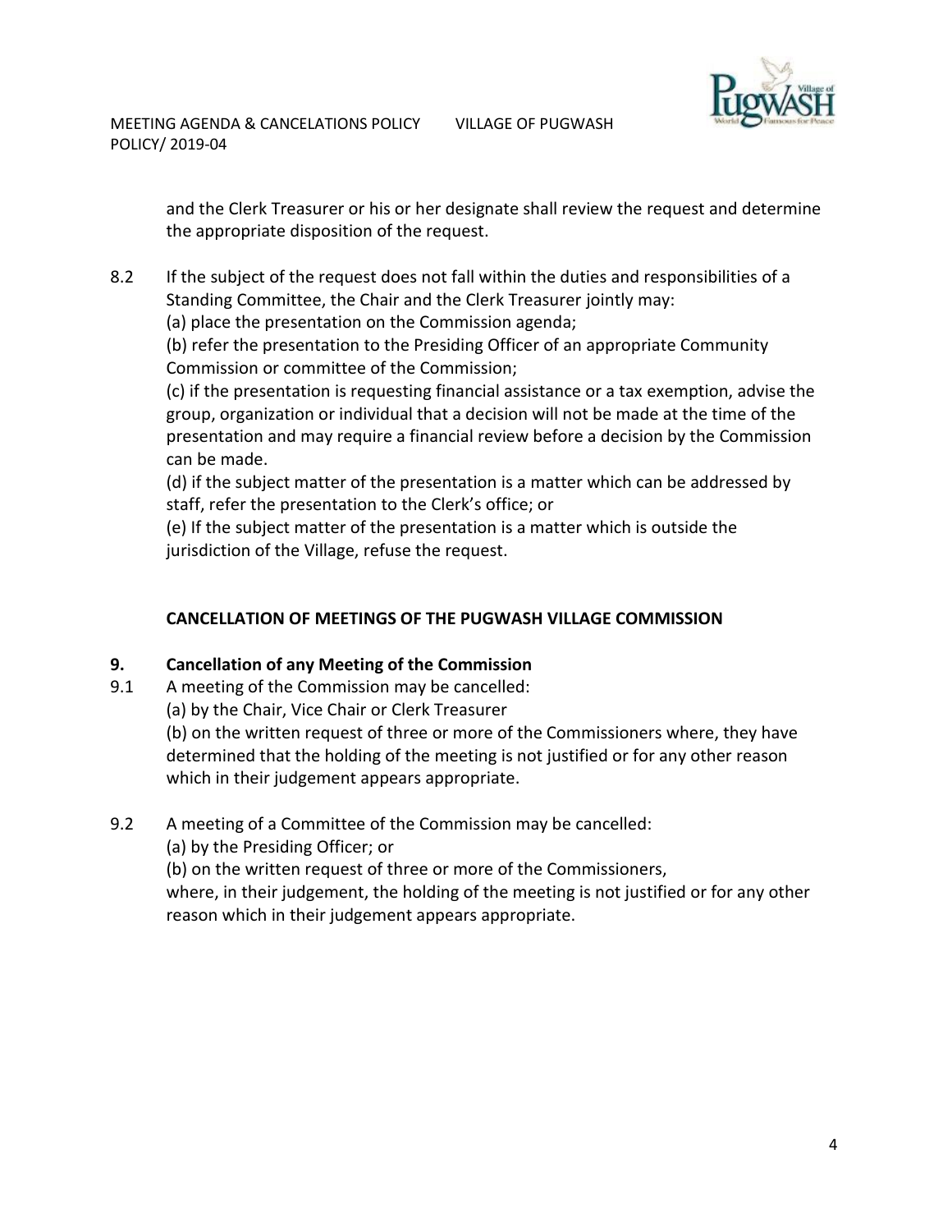and the Clerk Treasurer or his or her designate shall review the request and determine the appropriate disposition of the request.

8.2 If the subject of the request does not fall within the duties and responsibilities of a Standing Committee, the Chair and the Clerk Treasurer jointly may:
(a) place the presentation on the Commission agenda;
(b) refer the presentation to the Presiding Officer of an appropriate Community Commission or committee of the Commission;
(c) if the presentation is requesting financial assistance or a tax exemption, advise the group, organization or individual that a decision will not be made at the time of the presentation and may require a financial review before a decision by the Commission can be made.
(d) if the subject matter of the presentation is a matter which can be addressed by staff, refer the presentation to the Clerk's office; or
(e) If the subject matter of the presentation is a matter which is outside the jurisdiction of the Village, refuse the request.

**CANCELLATION OF MEETINGS OF THE PUGWASH VILLAGE COMMISSION**

**9. Cancellation of any Meeting of the Commission**

9.1 A meeting of the Commission may be cancelled:
(a) by the Chair, Vice Chair or Clerk Treasurer
(b) on the written request of three or more of the Commissioners where, they have determined that the holding of the meeting is not justified or for any other reason which in their judgement appears appropriate.

9.2 A meeting of a Committee of the Commission may be cancelled:
(a) by the Presiding Officer; or
(b) on the written request of three or more of the Commissioners,
where, in their judgement, the holding of the meeting is not justified or for any other reason which in their judgement appears appropriate.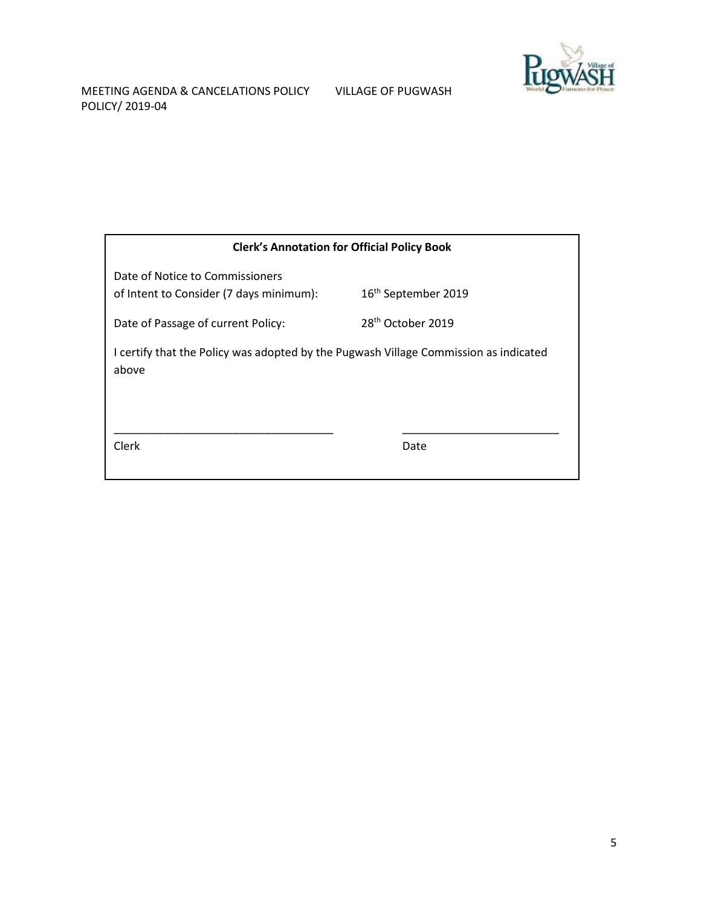**Clerk's Annotation for Official Policy Book**

Date of Notice to Commissioners
of Intent to Consider (7 days minimum): 16th September 2019

Date of Passage of current Policy: 28th October 2019

I certify that the Policy was adopted by the Pugwash Village Commission as indicated above

\_\_\_\_\_\_\_\_\_\_\_\_\_\_\_\_\_\_\_\_\_\_\_\_\_\_\_\_\_\_\_\_\_\_\_ \_\_\_\_\_\_\_\_\_\_\_\_\_\_\_\_\_\_\_\_\_\_\_\_\_

Clerk Date